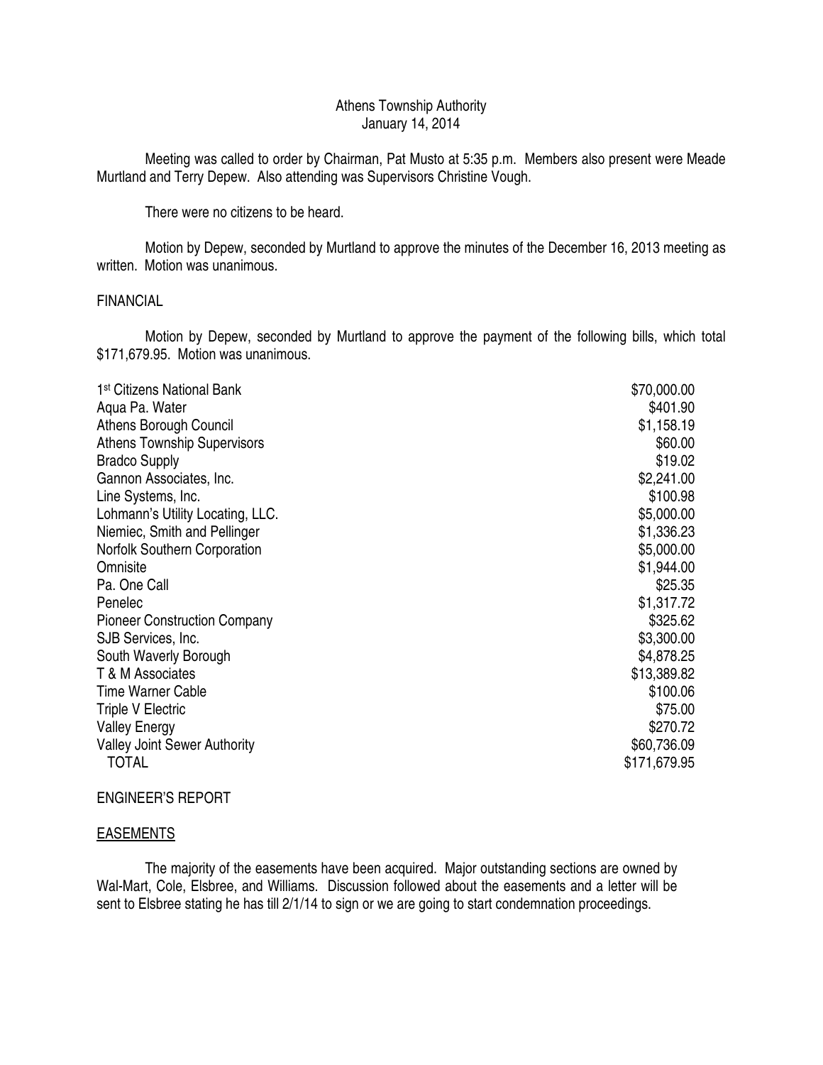Athens Township Authority
January 14, 2014

Meeting was called to order by Chairman, Pat Musto at 5:35 p.m. Members also present were Meade Murtland and Terry Depew. Also attending was Supervisors Christine Vough.

There were no citizens to be heard.

Motion by Depew, seconded by Murtland to approve the minutes of the December 16, 2013 meeting as written. Motion was unanimous.

## FINANCIAL

Motion by Depew, seconded by Murtland to approve the payment of the following bills, which total $171,679.95. Motion was unanimous.

| | |
|---|---|
| 1st Citizens National Bank | $70,000.00 |
| Aqua Pa. Water | $401.90 |
| Athens Borough Council | $1,158.19 |
| Athens Township Supervisors | $60.00 |
| Bradco Supply | $19.02 |
| Gannon Associates, Inc. | $2,241.00 |
| Line Systems, Inc. | $100.98 |
| Lohmann's Utility Locating, LLC. | $5,000.00 |
| Niemiec, Smith and Pellinger | $1,336.23 |
| Norfolk Southern Corporation | $5,000.00 |
| Omnisite | $1,944.00 |
| Pa. One Call | $25.35 |
| Penelec | $1,317.72 |
| Pioneer Construction Company | $325.62 |
| SJB Services, Inc. | $3,300.00 |
| South Waverly Borough | $4,878.25 |
| T & M Associates | $13,389.82 |
| Time Warner Cable | $100.06 |
| Triple V Electric | $75.00 |
| Valley Energy | $270.72 |
| Valley Joint Sewer Authority | $60,736.09 |
| TOTAL | $171,679.95 |

## ENGINEER'S REPORT

### EASEMENTS

The majority of the easements have been acquired. Major outstanding sections are owned by Wal-Mart, Cole, Elsbree, and Williams. Discussion followed about the easements and a letter will be sent to Elsbree stating he has till 2/1/14 to sign or we are going to start condemnation proceedings.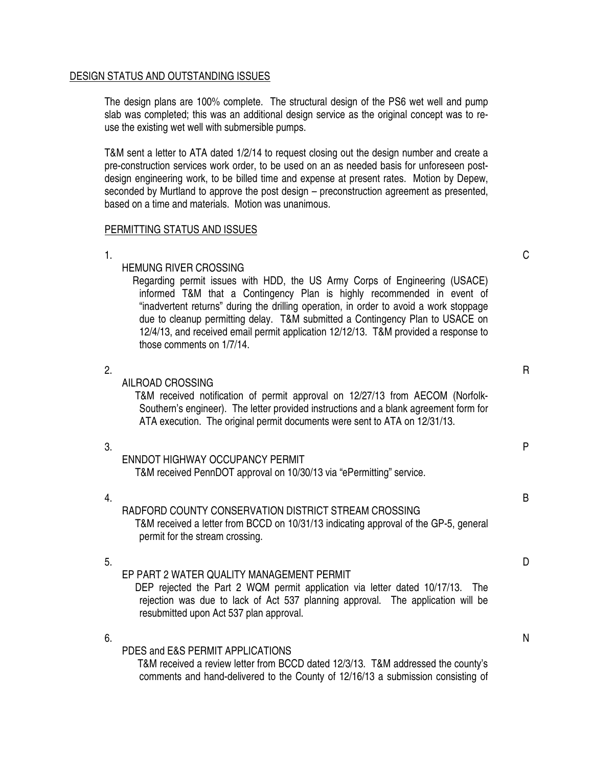DESIGN STATUS AND OUTSTANDING ISSUES

The design plans are 100% complete. The structural design of the PS6 wet well and pump slab was completed; this was an additional design service as the original concept was to re-use the existing wet well with submersible pumps.

T&M sent a letter to ATA dated 1/2/14 to request closing out the design number and create a pre-construction services work order, to be used on an as needed basis for unforeseen post-design engineering work, to be billed time and expense at present rates. Motion by Depew, seconded by Murtland to approve the post design – preconstruction agreement as presented, based on a time and materials. Motion was unanimous.

PERMITTING STATUS AND ISSUES

1. CHEMUNG RIVER CROSSING

   Regarding permit issues with HDD, the US Army Corps of Engineering (USACE) informed T&M that a Contingency Plan is highly recommended in event of "inadvertent returns" during the drilling operation, in order to avoid a work stoppage due to cleanup permitting delay. T&M submitted a Contingency Plan to USACE on 12/4/13, and received email permit application 12/12/13. T&M provided a response to those comments on 1/7/14.

2. RAILROAD CROSSING

   T&M received notification of permit approval on 12/27/13 from AECOM (Norfolk-Southern's engineer). The letter provided instructions and a blank agreement form for ATA execution. The original permit documents were sent to ATA on 12/31/13.

3. PENNDOT HIGHWAY OCCUPANCY PERMIT

   T&M received PennDOT approval on 10/30/13 via "ePermitting" service.

4. BRADFORD COUNTY CONSERVATION DISTRICT STREAM CROSSING

   T&M received a letter from BCCD on 10/31/13 indicating approval of the GP-5, general permit for the stream crossing.

5. DEP PART 2 WATER QUALITY MANAGEMENT PERMIT

   DEP rejected the Part 2 WQM permit application via letter dated 10/17/13. The rejection was due to lack of Act 537 planning approval. The application will be resubmitted upon Act 537 plan approval.

6. NPDES and E&S PERMIT APPLICATIONS

   T&M received a review letter from BCCD dated 12/3/13. T&M addressed the county's comments and hand-delivered to the County of 12/16/13 a submission consisting of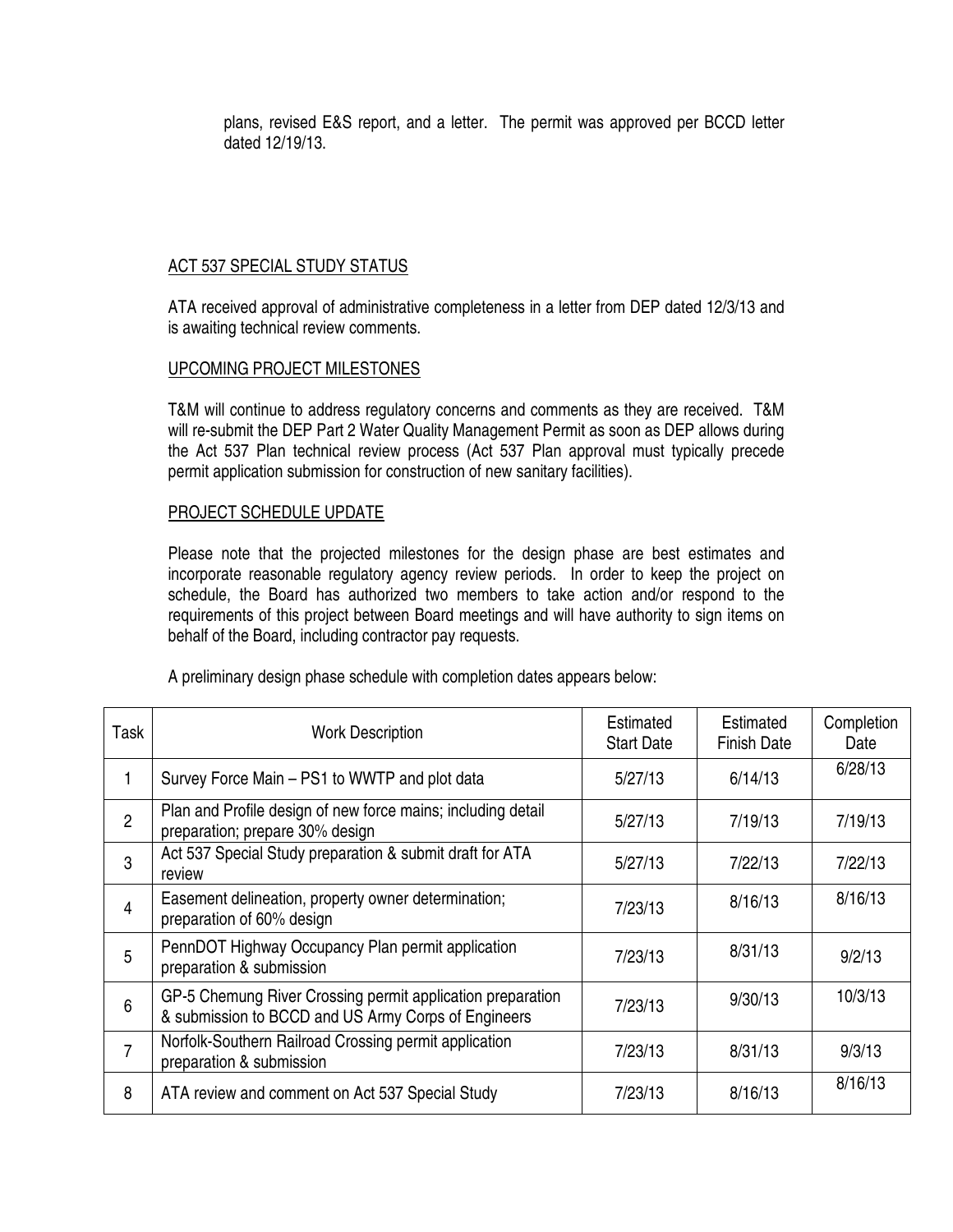plans, revised E&S report, and a letter. The permit was approved per BCCD letter dated 12/19/13.

## ACT 537 SPECIAL STUDY STATUS

ATA received approval of administrative completeness in a letter from DEP dated 12/3/13 and is awaiting technical review comments.

## UPCOMING PROJECT MILESTONES

T&M will continue to address regulatory concerns and comments as they are received. T&M will re-submit the DEP Part 2 Water Quality Management Permit as soon as DEP allows during the Act 537 Plan technical review process (Act 537 Plan approval must typically precede permit application submission for construction of new sanitary facilities).

## PROJECT SCHEDULE UPDATE

Please note that the projected milestones for the design phase are best estimates and incorporate reasonable regulatory agency review periods. In order to keep the project on schedule, the Board has authorized two members to take action and/or respond to the requirements of this project between Board meetings and will have authority to sign items on behalf of the Board, including contractor pay requests.

A preliminary design phase schedule with completion dates appears below:

| Task | Work Description | Estimated Start Date | Estimated Finish Date | Completion Date |
|---|---|---|---|---|
| 1 | Survey Force Main – PS1 to WWTP and plot data | 5/27/13 | 6/14/13 | 6/28/13 |
| 2 | Plan and Profile design of new force mains; including detail preparation; prepare 30% design | 5/27/13 | 7/19/13 | 7/19/13 |
| 3 | Act 537 Special Study preparation & submit draft for ATA review | 5/27/13 | 7/22/13 | 7/22/13 |
| 4 | Easement delineation, property owner determination; preparation of 60% design | 7/23/13 | 8/16/13 | 8/16/13 |
| 5 | PennDOT Highway Occupancy Plan permit application preparation & submission | 7/23/13 | 8/31/13 | 9/2/13 |
| 6 | GP-5 Chemung River Crossing permit application preparation & submission to BCCD and US Army Corps of Engineers | 7/23/13 | 9/30/13 | 10/3/13 |
| 7 | Norfolk-Southern Railroad Crossing permit application preparation & submission | 7/23/13 | 8/31/13 | 9/3/13 |
| 8 | ATA review and comment on Act 537 Special Study | 7/23/13 | 8/16/13 | 8/16/13 |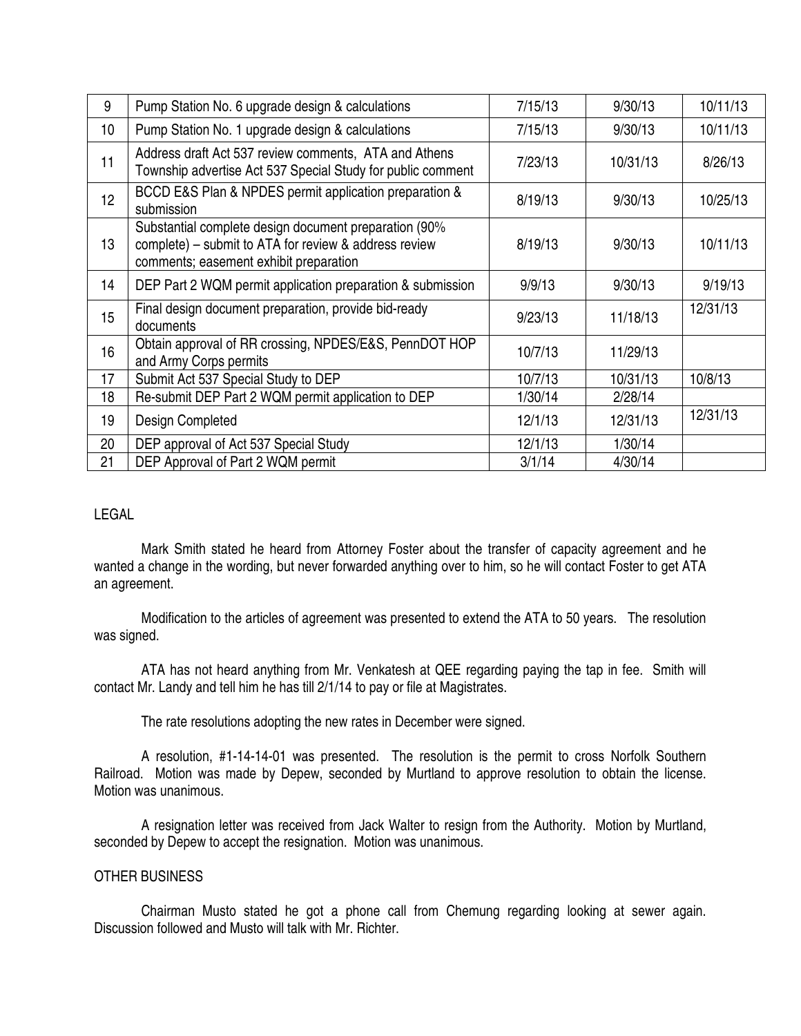| 9 | Pump Station No. 6 upgrade design & calculations | 7/15/13 | 9/30/13 | 10/11/13 |
|---|---|---|---|---|
| 10 | Pump Station No. 1 upgrade design & calculations | 7/15/13 | 9/30/13 | 10/11/13 |
| 11 | Address draft Act 537 review comments, ATA and Athens Township advertise Act 537 Special Study for public comment | 7/23/13 | 10/31/13 | 8/26/13 |
| 12 | BCCD E&S Plan & NPDES permit application preparation & submission | 8/19/13 | 9/30/13 | 10/25/13 |
| 13 | Substantial complete design document preparation (90% complete) – submit to ATA for review & address review comments; easement exhibit preparation | 8/19/13 | 9/30/13 | 10/11/13 |
| 14 | DEP Part 2 WQM permit application preparation & submission | 9/9/13 | 9/30/13 | 9/19/13 |
| 15 | Final design document preparation, provide bid-ready documents | 9/23/13 | 11/18/13 | 12/31/13 |
| 16 | Obtain approval of RR crossing, NPDES/E&S, PennDOT HOP and Army Corps permits | 10/7/13 | 11/29/13 | |
| 17 | Submit Act 537 Special Study to DEP | 10/7/13 | 10/31/13 | 10/8/13 |
| 18 | Re-submit DEP Part 2 WQM permit application to DEP | 1/30/14 | 2/28/14 | |
| 19 | Design Completed | 12/1/13 | 12/31/13 | 12/31/13 |
| 20 | DEP approval of Act 537 Special Study | 12/1/13 | 1/30/14 | |
| 21 | DEP Approval of Part 2 WQM permit | 3/1/14 | 4/30/14 | |

## LEGAL

Mark Smith stated he heard from Attorney Foster about the transfer of capacity agreement and he wanted a change in the wording, but never forwarded anything over to him, so he will contact Foster to get ATA an agreement.

Modification to the articles of agreement was presented to extend the ATA to 50 years. The resolution was signed.

ATA has not heard anything from Mr. Venkatesh at QEE regarding paying the tap in fee. Smith will contact Mr. Landy and tell him he has till 2/1/14 to pay or file at Magistrates.

The rate resolutions adopting the new rates in December were signed.

A resolution, #1-14-14-01 was presented. The resolution is the permit to cross Norfolk Southern Railroad. Motion was made by Depew, seconded by Murtland to approve resolution to obtain the license. Motion was unanimous.

A resignation letter was received from Jack Walter to resign from the Authority. Motion by Murtland, seconded by Depew to accept the resignation. Motion was unanimous.

## OTHER BUSINESS

Chairman Musto stated he got a phone call from Chemung regarding looking at sewer again. Discussion followed and Musto will talk with Mr. Richter.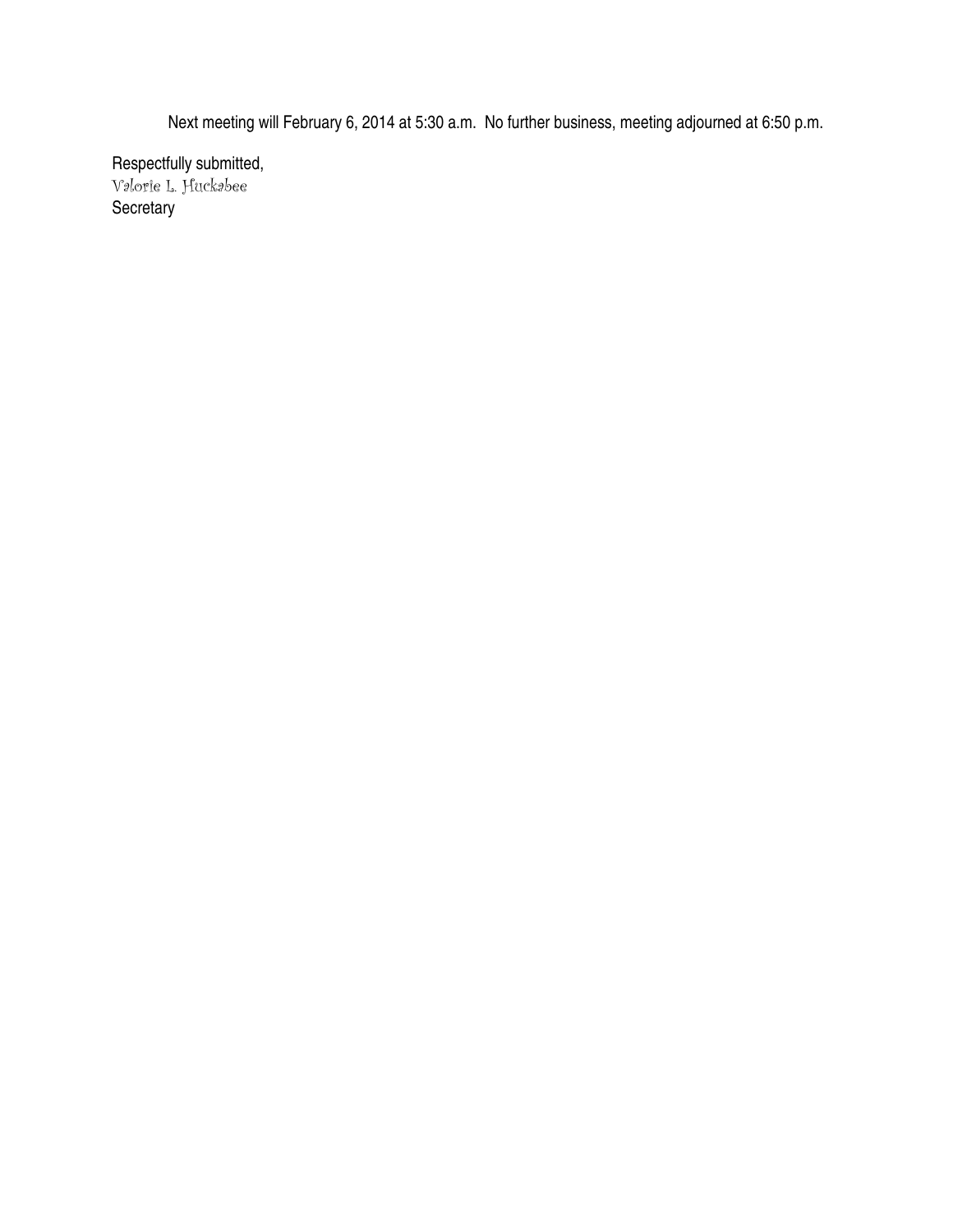Next meeting will February 6, 2014 at 5:30 a.m. No further business, meeting adjourned at 6:50 p.m.

Respectfully submitted,
Valorie L. Huckabee
Secretary